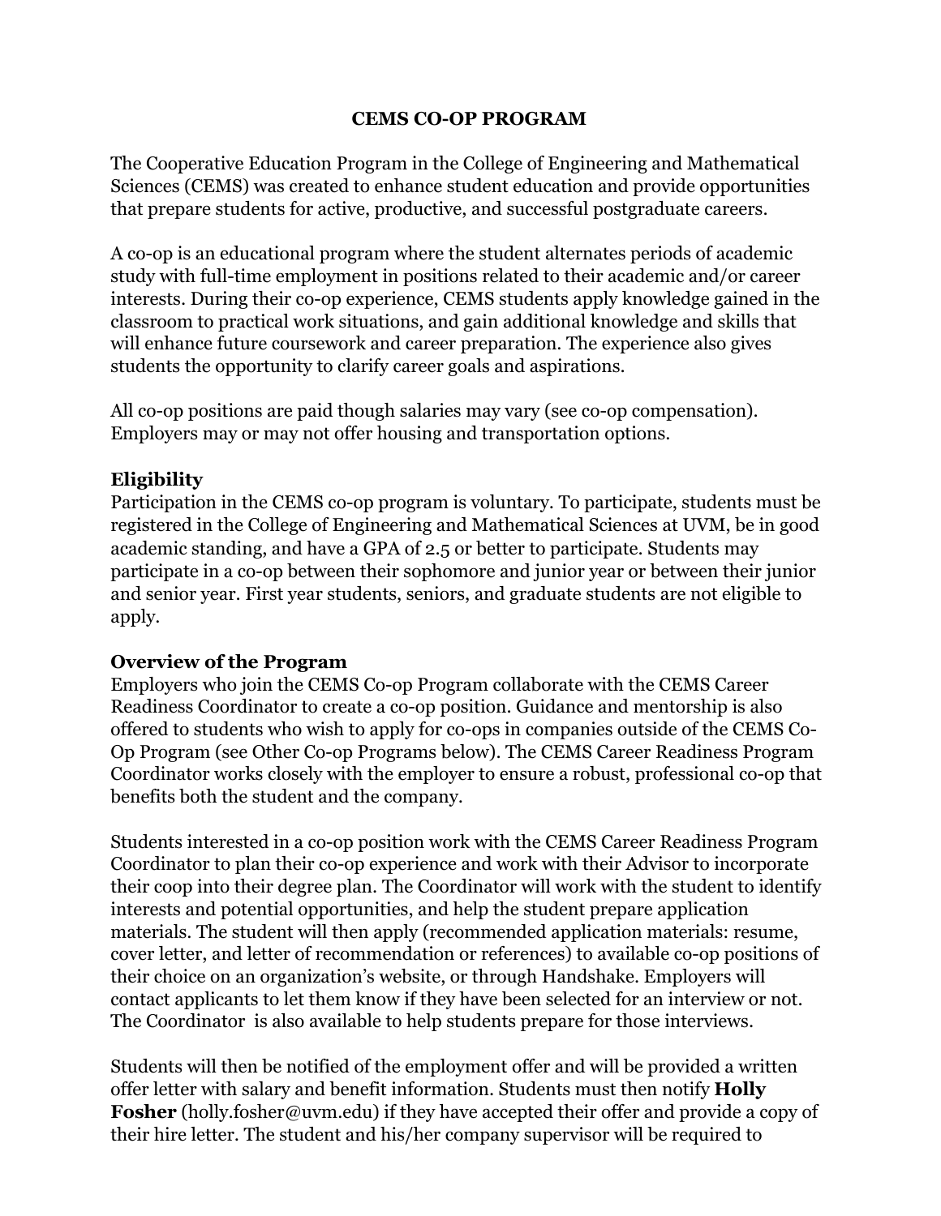# CEMS CO-OP PROGRAM

The Cooperative Education Program in the College of Engineering and Mathematical Sciences (CEMS) was created to enhance student education and provide opportunities that prepare students for active, productive, and successful postgraduate careers.

A co-op is an educational program where the student alternates periods of academic study with full-time employment in positions related to their academic and/or career interests. During their co-op experience, CEMS students apply knowledge gained in the classroom to practical work situations, and gain additional knowledge and skills that will enhance future coursework and career preparation. The experience also gives students the opportunity to clarify career goals and aspirations.

All co-op positions are paid though salaries may vary (see co-op compensation). Employers may or may not offer housing and transportation options.

## Eligibility

Participation in the CEMS co-op program is voluntary. To participate, students must be registered in the College of Engineering and Mathematical Sciences at UVM, be in good academic standing, and have a GPA of 2.5 or better to participate. Students may participate in a co-op between their sophomore and junior year or between their junior and senior year. First year students, seniors, and graduate students are not eligible to apply.

## Overview of the Program

Employers who join the CEMS Co-op Program collaborate with the CEMS Career Readiness Coordinator to create a co-op position. Guidance and mentorship is also offered to students who wish to apply for co-ops in companies outside of the CEMS Co-Op Program (see Other Co-op Programs below). The CEMS Career Readiness Program Coordinator works closely with the employer to ensure a robust, professional co-op that benefits both the student and the company.

Students interested in a co-op position work with the CEMS Career Readiness Program Coordinator to plan their co-op experience and work with their Advisor to incorporate their coop into their degree plan. The Coordinator will work with the student to identify interests and potential opportunities, and help the student prepare application materials. The student will then apply (recommended application materials: resume, cover letter, and letter of recommendation or references) to available co-op positions of their choice on an organization's website, or through Handshake. Employers will contact applicants to let them know if they have been selected for an interview or not. The Coordinator is also available to help students prepare for those interviews.

Students will then be notified of the employment offer and will be provided a written offer letter with salary and benefit information. Students must then notify **Holly Fosher** (holly.fosher@uvm.edu) if they have accepted their offer and provide a copy of their hire letter. The student and his/her company supervisor will be required to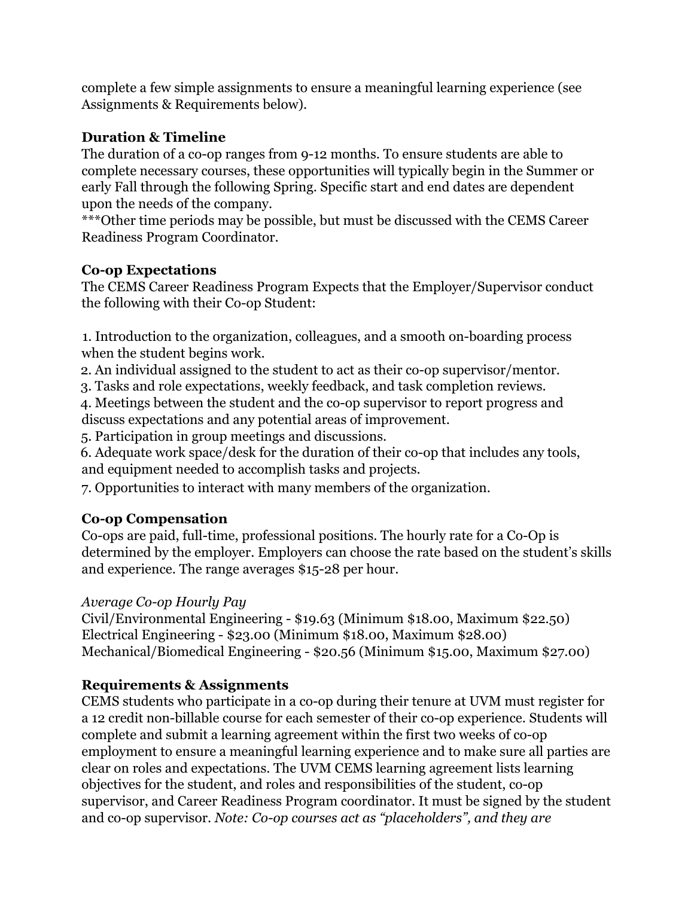complete a few simple assignments to ensure a meaningful learning experience (see Assignments & Requirements below).

**Duration & Timeline**

The duration of a co-op ranges from 9-12 months. To ensure students are able to complete necessary courses, these opportunities will typically begin in the Summer or early Fall through the following Spring. Specific start and end dates are dependent upon the needs of the company.

***Other time periods may be possible, but must be discussed with the CEMS Career Readiness Program Coordinator.

**Co-op Expectations**

The CEMS Career Readiness Program Expects that the Employer/Supervisor conduct the following with their Co-op Student:

1. Introduction to the organization, colleagues, and a smooth on-boarding process when the student begins work.
2. An individual assigned to the student to act as their co-op supervisor/mentor.
3. Tasks and role expectations, weekly feedback, and task completion reviews.
4. Meetings between the student and the co-op supervisor to report progress and discuss expectations and any potential areas of improvement.
5. Participation in group meetings and discussions.
6. Adequate work space/desk for the duration of their co-op that includes any tools, and equipment needed to accomplish tasks and projects.
7. Opportunities to interact with many members of the organization.

**Co-op Compensation**

Co-ops are paid, full-time, professional positions. The hourly rate for a Co-Op is determined by the employer. Employers can choose the rate based on the student's skills and experience. The range averages $15-28 per hour.

*Average Co-op Hourly Pay*

Civil/Environmental Engineering - $19.63 (Minimum $18.00, Maximum $22.50)
Electrical Engineering - $23.00 (Minimum $18.00, Maximum $28.00)
Mechanical/Biomedical Engineering - $20.56 (Minimum $15.00, Maximum $27.00)

**Requirements & Assignments**

CEMS students who participate in a co-op during their tenure at UVM must register for a 12 credit non-billable course for each semester of their co-op experience. Students will complete and submit a learning agreement within the first two weeks of co-op employment to ensure a meaningful learning experience and to make sure all parties are clear on roles and expectations. The UVM CEMS learning agreement lists learning objectives for the student, and roles and responsibilities of the student, co-op supervisor, and Career Readiness Program coordinator. It must be signed by the student and co-op supervisor. *Note: Co-op courses act as "placeholders", and they are*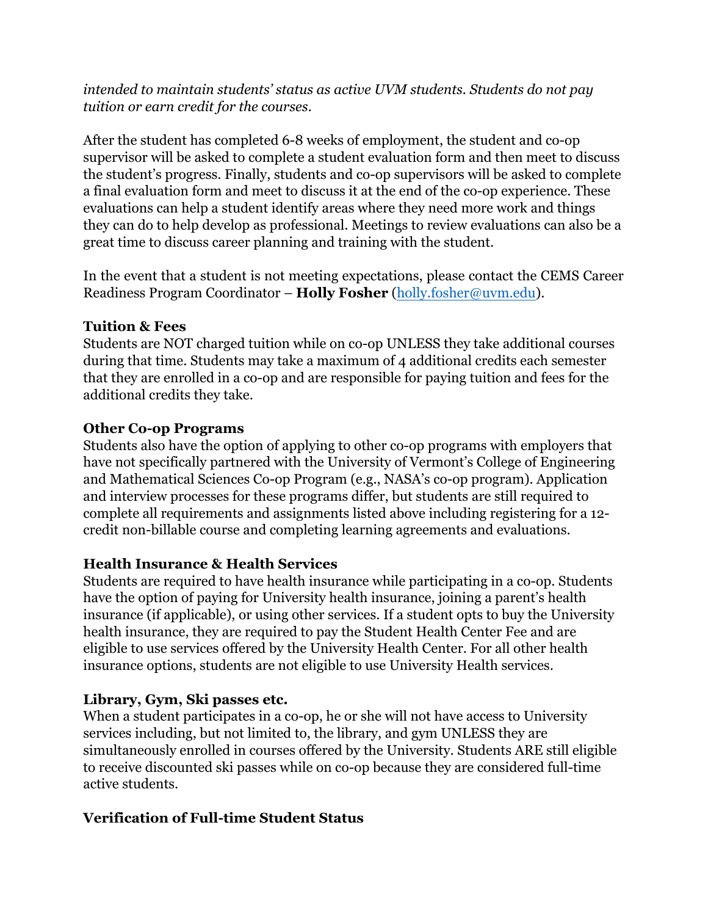*intended to maintain students' status as active UVM students. Students do not pay tuition or earn credit for the courses.*

After the student has completed 6-8 weeks of employment, the student and co-op supervisor will be asked to complete a student evaluation form and then meet to discuss the student's progress. Finally, students and co-op supervisors will be asked to complete a final evaluation form and meet to discuss it at the end of the co-op experience. These evaluations can help a student identify areas where they need more work and things they can do to help develop as professional. Meetings to review evaluations can also be a great time to discuss career planning and training with the student.

In the event that a student is not meeting expectations, please contact the CEMS Career Readiness Program Coordinator – **Holly Fosher** ([holly.fosher@uvm.edu](mailto:holly.fosher@uvm.edu)).

**Tuition & Fees**
Students are NOT charged tuition while on co-op UNLESS they take additional courses during that time. Students may take a maximum of 4 additional credits each semester that they are enrolled in a co-op and are responsible for paying tuition and fees for the additional credits they take.

**Other Co-op Programs**
Students also have the option of applying to other co-op programs with employers that have not specifically partnered with the University of Vermont's College of Engineering and Mathematical Sciences Co-op Program (e.g., NASA's co-op program). Application and interview processes for these programs differ, but students are still required to complete all requirements and assignments listed above including registering for a 12-credit non-billable course and completing learning agreements and evaluations.

**Health Insurance & Health Services**
Students are required to have health insurance while participating in a co-op. Students have the option of paying for University health insurance, joining a parent's health insurance (if applicable), or using other services. If a student opts to buy the University health insurance, they are required to pay the Student Health Center Fee and are eligible to use services offered by the University Health Center. For all other health insurance options, students are not eligible to use University Health services.

**Library, Gym, Ski passes etc.**
When a student participates in a co-op, he or she will not have access to University services including, but not limited to, the library, and gym UNLESS they are simultaneously enrolled in courses offered by the University. Students ARE still eligible to receive discounted ski passes while on co-op because they are considered full-time active students.

**Verification of Full-time Student Status**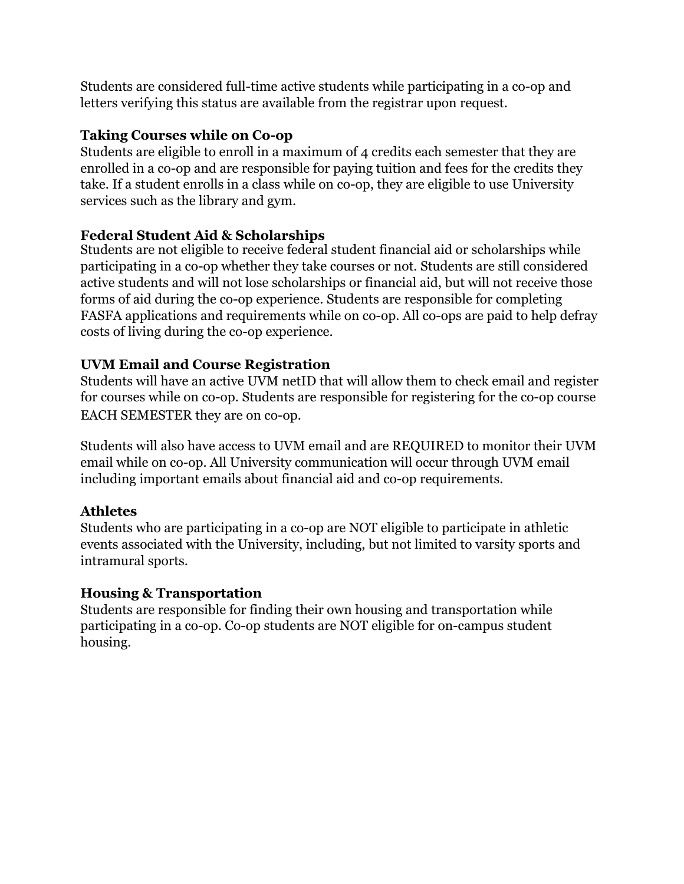Students are considered full-time active students while participating in a co-op and letters verifying this status are available from the registrar upon request.

**Taking Courses while on Co-op**

Students are eligible to enroll in a maximum of 4 credits each semester that they are enrolled in a co-op and are responsible for paying tuition and fees for the credits they take. If a student enrolls in a class while on co-op, they are eligible to use University services such as the library and gym.

**Federal Student Aid & Scholarships**

Students are not eligible to receive federal student financial aid or scholarships while participating in a co-op whether they take courses or not. Students are still considered active students and will not lose scholarships or financial aid, but will not receive those forms of aid during the co-op experience. Students are responsible for completing FASFA applications and requirements while on co-op. All co-ops are paid to help defray costs of living during the co-op experience.

**UVM Email and Course Registration**

Students will have an active UVM netID that will allow them to check email and register for courses while on co-op. Students are responsible for registering for the co-op course EACH SEMESTER they are on co-op.

Students will also have access to UVM email and are REQUIRED to monitor their UVM email while on co-op. All University communication will occur through UVM email including important emails about financial aid and co-op requirements.

**Athletes**

Students who are participating in a co-op are NOT eligible to participate in athletic events associated with the University, including, but not limited to varsity sports and intramural sports.

**Housing & Transportation**

Students are responsible for finding their own housing and transportation while participating in a co-op. Co-op students are NOT eligible for on-campus student housing.